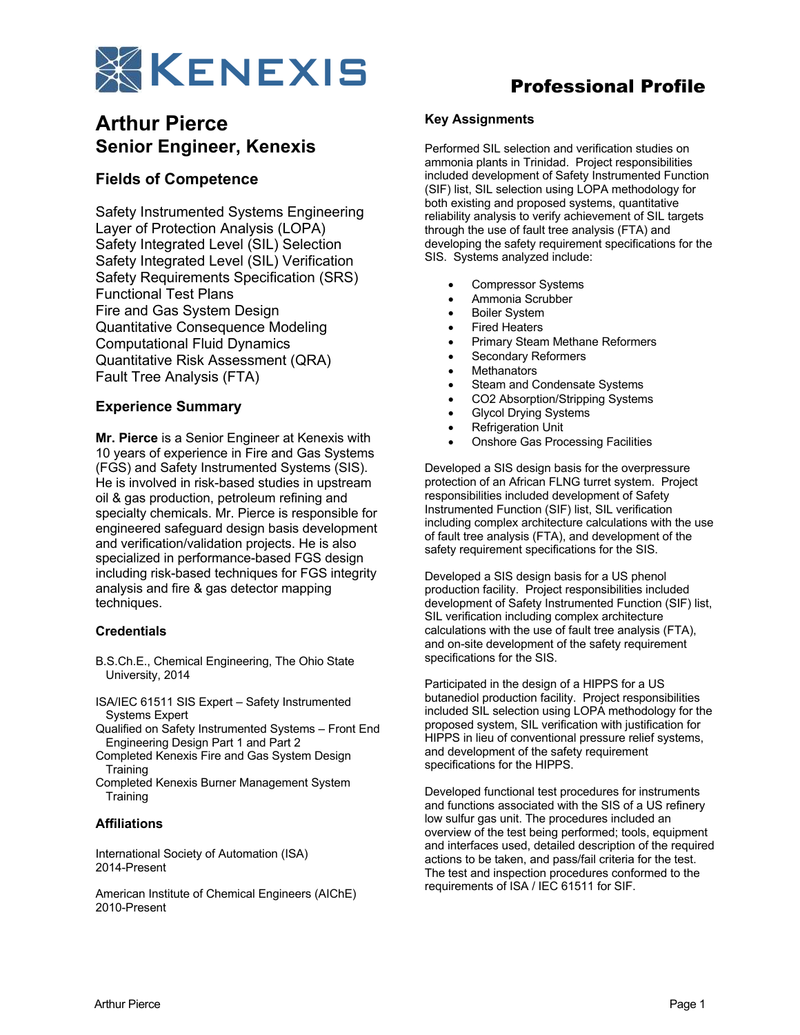# Kenexis

# Professional Profile

## Arthur Pierce
## Senior Engineer, Kenexis

### Fields of Competence

Safety Instrumented Systems Engineering
Layer of Protection Analysis (LOPA)
Safety Integrated Level (SIL) Selection
Safety Integrated Level (SIL) Verification
Safety Requirements Specification (SRS)
Functional Test Plans
Fire and Gas System Design
Quantitative Consequence Modeling
Computational Fluid Dynamics
Quantitative Risk Assessment (QRA)
Fault Tree Analysis (FTA)

### Experience Summary

**Mr. Pierce** is a Senior Engineer at Kenexis with 10 years of experience in Fire and Gas Systems (FGS) and Safety Instrumented Systems (SIS). He is involved in risk-based studies in upstream oil & gas production, petroleum refining and specialty chemicals. Mr. Pierce is responsible for engineered safeguard design basis development and verification/validation projects. He is also specialized in performance-based FGS design including risk-based techniques for FGS integrity analysis and fire & gas detector mapping techniques.

### Credentials

B.S.Ch.E., Chemical Engineering, The Ohio State University, 2014

ISA/IEC 61511 SIS Expert – Safety Instrumented Systems Expert
Qualified on Safety Instrumented Systems – Front End Engineering Design Part 1 and Part 2
Completed Kenexis Fire and Gas System Design Training
Completed Kenexis Burner Management System Training

### Affiliations

International Society of Automation (ISA)
2014-Present

American Institute of Chemical Engineers (AIChE)
2010-Present

### Key Assignments

Performed SIL selection and verification studies on ammonia plants in Trinidad. Project responsibilities included development of Safety Instrumented Function (SIF) list, SIL selection using LOPA methodology for both existing and proposed systems, quantitative reliability analysis to verify achievement of SIL targets through the use of fault tree analysis (FTA) and developing the safety requirement specifications for the SIS. Systems analyzed include:

- Compressor Systems
- Ammonia Scrubber
- Boiler System
- Fired Heaters
- Primary Steam Methane Reformers
- Secondary Reformers
- Methanators
- Steam and Condensate Systems
- CO2 Absorption/Stripping Systems
- Glycol Drying Systems
- Refrigeration Unit
- Onshore Gas Processing Facilities

Developed a SIS design basis for the overpressure protection of an African FLNG turret system. Project responsibilities included development of Safety Instrumented Function (SIF) list, SIL verification including complex architecture calculations with the use of fault tree analysis (FTA), and development of the safety requirement specifications for the SIS.

Developed a SIS design basis for a US phenol production facility. Project responsibilities included development of Safety Instrumented Function (SIF) list, SIL verification including complex architecture calculations with the use of fault tree analysis (FTA), and on-site development of the safety requirement specifications for the SIS.

Participated in the design of a HIPPS for a US butanediol production facility. Project responsibilities included SIL selection using LOPA methodology for the proposed system, SIL verification with justification for HIPPS in lieu of conventional pressure relief systems, and development of the safety requirement specifications for the HIPPS.

Developed functional test procedures for instruments and functions associated with the SIS of a US refinery low sulfur gas unit. The procedures included an overview of the test being performed; tools, equipment and interfaces used, detailed description of the required actions to be taken, and pass/fail criteria for the test. The test and inspection procedures conformed to the requirements of ISA / IEC 61511 for SIF.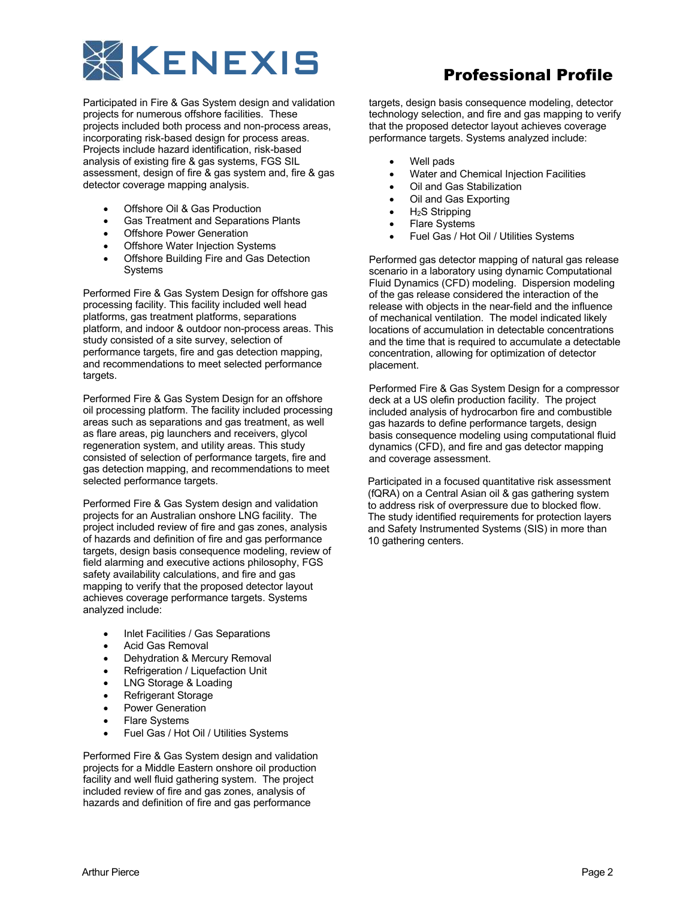Participated in Fire & Gas System design and validation projects for numerous offshore facilities. These projects included both process and non-process areas, incorporating risk-based design for process areas. Projects include hazard identification, risk-based analysis of existing fire & gas systems, FGS SIL assessment, design of fire & gas system and, fire & gas detector coverage mapping analysis.

- Offshore Oil & Gas Production
- Gas Treatment and Separations Plants
- Offshore Power Generation
- Offshore Water Injection Systems
- Offshore Building Fire and Gas Detection Systems

Performed Fire & Gas System Design for offshore gas processing facility. This facility included well head platforms, gas treatment platforms, separations platform, and indoor & outdoor non-process areas. This study consisted of a site survey, selection of performance targets, fire and gas detection mapping, and recommendations to meet selected performance targets.

Performed Fire & Gas System Design for an offshore oil processing platform. The facility included processing areas such as separations and gas treatment, as well as flare areas, pig launchers and receivers, glycol regeneration system, and utility areas. This study consisted of selection of performance targets, fire and gas detection mapping, and recommendations to meet selected performance targets.

Performed Fire & Gas System design and validation projects for an Australian onshore LNG facility. The project included review of fire and gas zones, analysis of hazards and definition of fire and gas performance targets, design basis consequence modeling, review of field alarming and executive actions philosophy, FGS safety availability calculations, and fire and gas mapping to verify that the proposed detector layout achieves coverage performance targets. Systems analyzed include:

- Inlet Facilities / Gas Separations
- Acid Gas Removal
- Dehydration & Mercury Removal
- Refrigeration / Liquefaction Unit
- LNG Storage & Loading
- Refrigerant Storage
- Power Generation
- Flare Systems
- Fuel Gas / Hot Oil / Utilities Systems

Performed Fire & Gas System design and validation projects for a Middle Eastern onshore oil production facility and well fluid gathering system. The project included review of fire and gas zones, analysis of hazards and definition of fire and gas performance targets, design basis consequence modeling, detector technology selection, and fire and gas mapping to verify that the proposed detector layout achieves coverage performance targets. Systems analyzed include:

- Well pads
- Water and Chemical Injection Facilities
- Oil and Gas Stabilization
- Oil and Gas Exporting
- $H_2S$ Stripping
- Flare Systems
- Fuel Gas / Hot Oil / Utilities Systems

Performed gas detector mapping of natural gas release scenario in a laboratory using dynamic Computational Fluid Dynamics (CFD) modeling. Dispersion modeling of the gas release considered the interaction of the release with objects in the near-field and the influence of mechanical ventilation. The model indicated likely locations of accumulation in detectable concentrations and the time that is required to accumulate a detectable concentration, allowing for optimization of detector placement.

Performed Fire & Gas System Design for a compressor deck at a US olefin production facility. The project included analysis of hydrocarbon fire and combustible gas hazards to define performance targets, design basis consequence modeling using computational fluid dynamics (CFD), and fire and gas detector mapping and coverage assessment.

Participated in a focused quantitative risk assessment (fQRA) on a Central Asian oil & gas gathering system to address risk of overpressure due to blocked flow. The study identified requirements for protection layers and Safety Instrumented Systems (SIS) in more than 10 gathering centers.